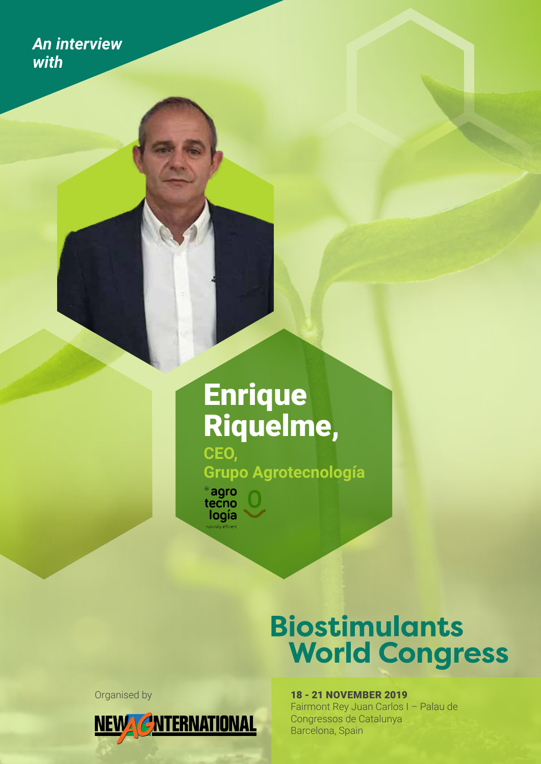*An interview with*

# Enrique Riquelme,

**CEO, Grupo Agrotecnología**

agro tecno logía

naturally efficient

## Biostimulants World Congress

Organised by

NEW AG INTERNATIONAL

**18 - 21 NOVEMBER 2019**
Fairmont Rey Juan Carlos I – Palau de Congressos de Catalunya
Barcelona, Spain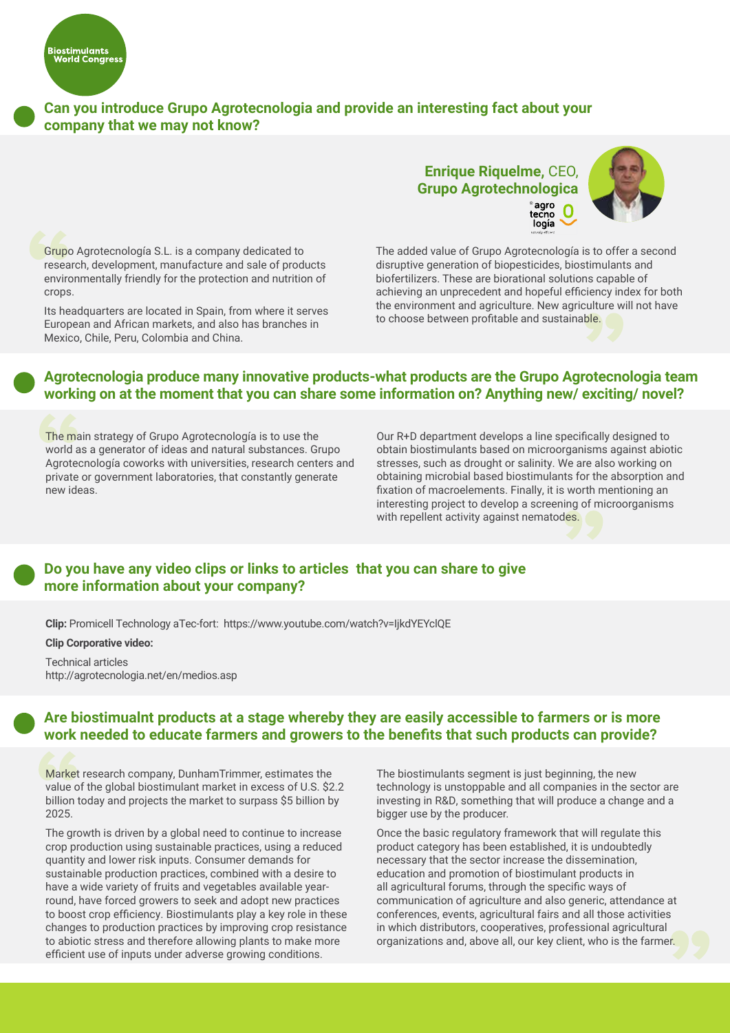Biostimulants World Congress

## Can you introduce Grupo Agrotecnologia and provide an interesting fact about your company that we may not know?

**Enrique Riquelme,** CEO,
**Grupo Agrotechnologica**

Grupo Agrotecnología S.L. is a company dedicated to research, development, manufacture and sale of products environmentally friendly for the protection and nutrition of crops.

Its headquarters are located in Spain, from where it serves European and African markets, and also has branches in Mexico, Chile, Peru, Colombia and China.

The added value of Grupo Agrotecnología is to offer a second disruptive generation of biopesticides, biostimulants and biofertilizers. These are biorational solutions capable of achieving an unprecedent and hopeful efficiency index for both the environment and agriculture. New agriculture will not have to choose between profitable and sustainable.

## Agrotecnologia produce many innovative products-what products are the Grupo Agrotecnologia team working on at the moment that you can share some information on? Anything new/ exciting/ novel?

The main strategy of Grupo Agrotecnología is to use the world as a generator of ideas and natural substances. Grupo Agrotecnología coworks with universities, research centers and private or government laboratories, that constantly generate new ideas.

Our R+D department develops a line specifically designed to obtain biostimulants based on microorganisms against abiotic stresses, such as drought or salinity. We are also working on obtaining microbial based biostimulants for the absorption and fixation of macroelements. Finally, it is worth mentioning an interesting project to develop a screening of microorganisms with repellent activity against nematodes.

## Do you have any video clips or links to articles that you can share to give more information about your company?

**Clip:** Promicell Technology aTec-fort: https://www.youtube.com/watch?v=IjkdYEYclQE

**Clip Corporative video:**

Technical articles
http://agrotecnologia.net/en/medios.asp

## Are biostimualnt products at a stage whereby they are easily accessible to farmers or is more work needed to educate farmers and growers to the benefits that such products can provide?

Market research company, DunhamTrimmer, estimates the value of the global biostimulant market in excess of U.S. $2.2 billion today and projects the market to surpass $5 billion by 2025.

The growth is driven by a global need to continue to increase crop production using sustainable practices, using a reduced quantity and lower risk inputs. Consumer demands for sustainable production practices, combined with a desire to have a wide variety of fruits and vegetables available year-round, have forced growers to seek and adopt new practices to boost crop efficiency. Biostimulants play a key role in these changes to production practices by improving crop resistance to abiotic stress and therefore allowing plants to make more efficient use of inputs under adverse growing conditions.

The biostimulants segment is just beginning, the new technology is unstoppable and all companies in the sector are investing in R&D, something that will produce a change and a bigger use by the producer.

Once the basic regulatory framework that will regulate this product category has been established, it is undoubtedly necessary that the sector increase the dissemination, education and promotion of biostimulant products in all agricultural forums, through the specific ways of communication of agriculture and also generic, attendance at conferences, events, agricultural fairs and all those activities in which distributors, cooperatives, professional agricultural organizations and, above all, our key client, who is the farmer.